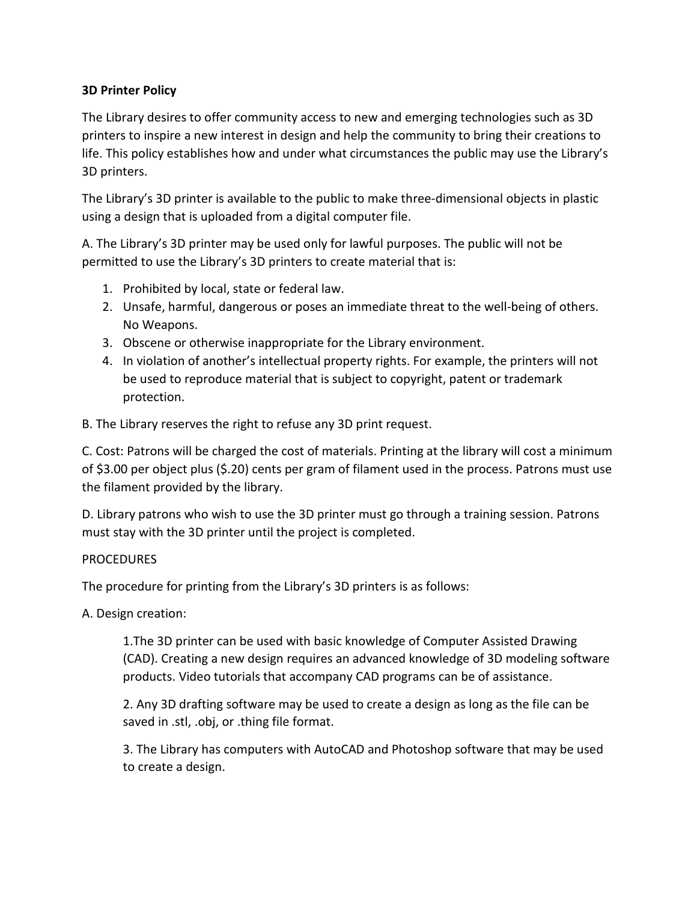**3D Printer Policy**

The Library desires to offer community access to new and emerging technologies such as 3D printers to inspire a new interest in design and help the community to bring their creations to life. This policy establishes how and under what circumstances the public may use the Library's 3D printers.

The Library's 3D printer is available to the public to make three-dimensional objects in plastic using a design that is uploaded from a digital computer file.

A. The Library's 3D printer may be used only for lawful purposes. The public will not be permitted to use the Library's 3D printers to create material that is:

1. Prohibited by local, state or federal law.
2. Unsafe, harmful, dangerous or poses an immediate threat to the well-being of others. No Weapons.
3. Obscene or otherwise inappropriate for the Library environment.
4. In violation of another's intellectual property rights. For example, the printers will not be used to reproduce material that is subject to copyright, patent or trademark protection.

B. The Library reserves the right to refuse any 3D print request.

C. Cost: Patrons will be charged the cost of materials. Printing at the library will cost a minimum of $3.00 per object plus ($.20) cents per gram of filament used in the process. Patrons must use the filament provided by the library.

D. Library patrons who wish to use the 3D printer must go through a training session. Patrons must stay with the 3D printer until the project is completed.

PROCEDURES

The procedure for printing from the Library's 3D printers is as follows:

A. Design creation:

> 1.The 3D printer can be used with basic knowledge of Computer Assisted Drawing (CAD). Creating a new design requires an advanced knowledge of 3D modeling software products. Video tutorials that accompany CAD programs can be of assistance.
>
> 2. Any 3D drafting software may be used to create a design as long as the file can be saved in .stl, .obj, or .thing file format.
>
> 3. The Library has computers with AutoCAD and Photoshop software that may be used to create a design.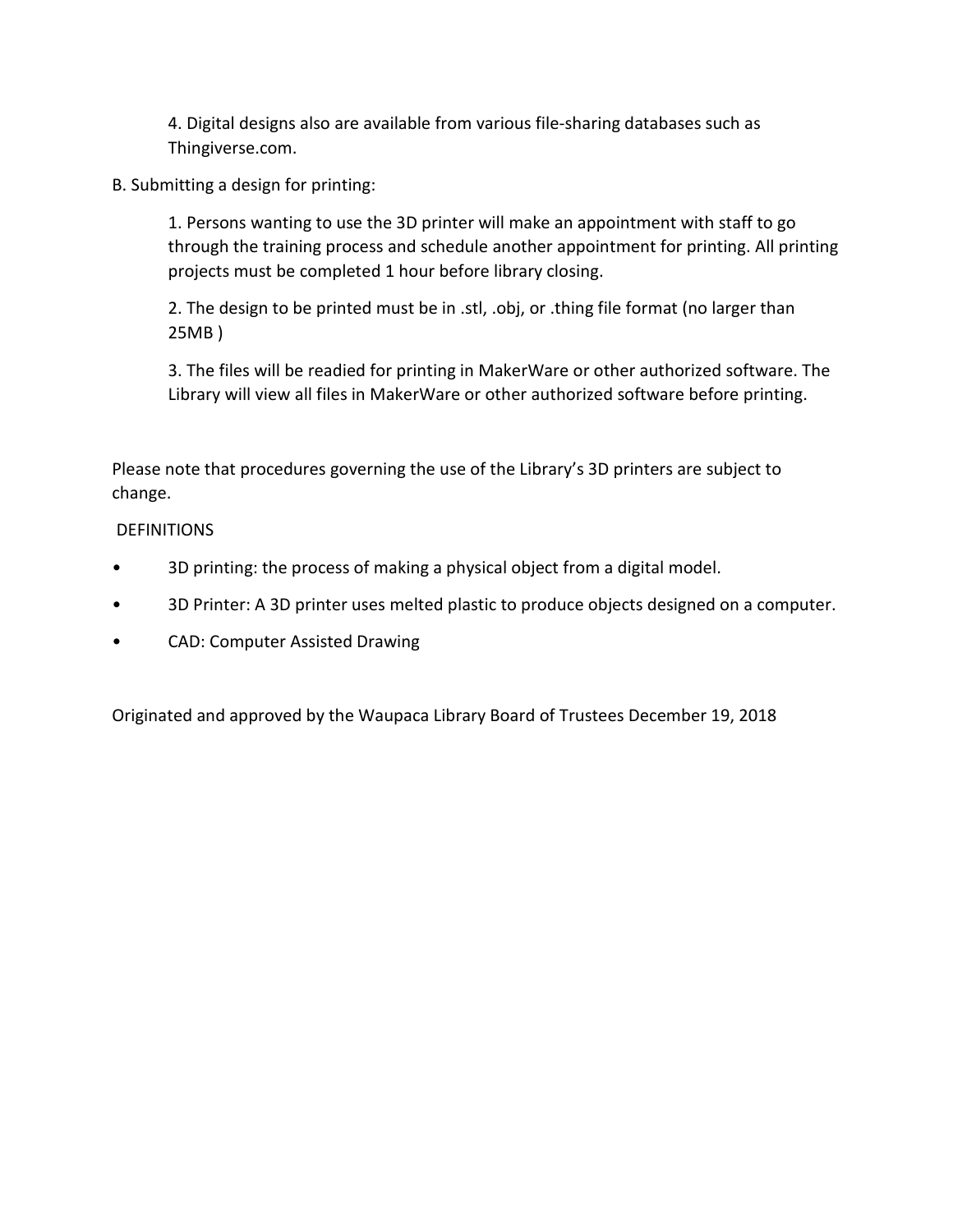4. Digital designs also are available from various file-sharing databases such as Thingiverse.com.

B. Submitting a design for printing:

1. Persons wanting to use the 3D printer will make an appointment with staff to go through the training process and schedule another appointment for printing. All printing projects must be completed 1 hour before library closing.

2. The design to be printed must be in .stl, .obj, or .thing file format (no larger than 25MB )

3. The files will be readied for printing in MakerWare or other authorized software. The Library will view all files in MakerWare or other authorized software before printing.

Please note that procedures governing the use of the Library's 3D printers are subject to change.

DEFINITIONS

- 3D printing: the process of making a physical object from a digital model.
- 3D Printer: A 3D printer uses melted plastic to produce objects designed on a computer.
- CAD: Computer Assisted Drawing

Originated and approved by the Waupaca Library Board of Trustees December 19, 2018